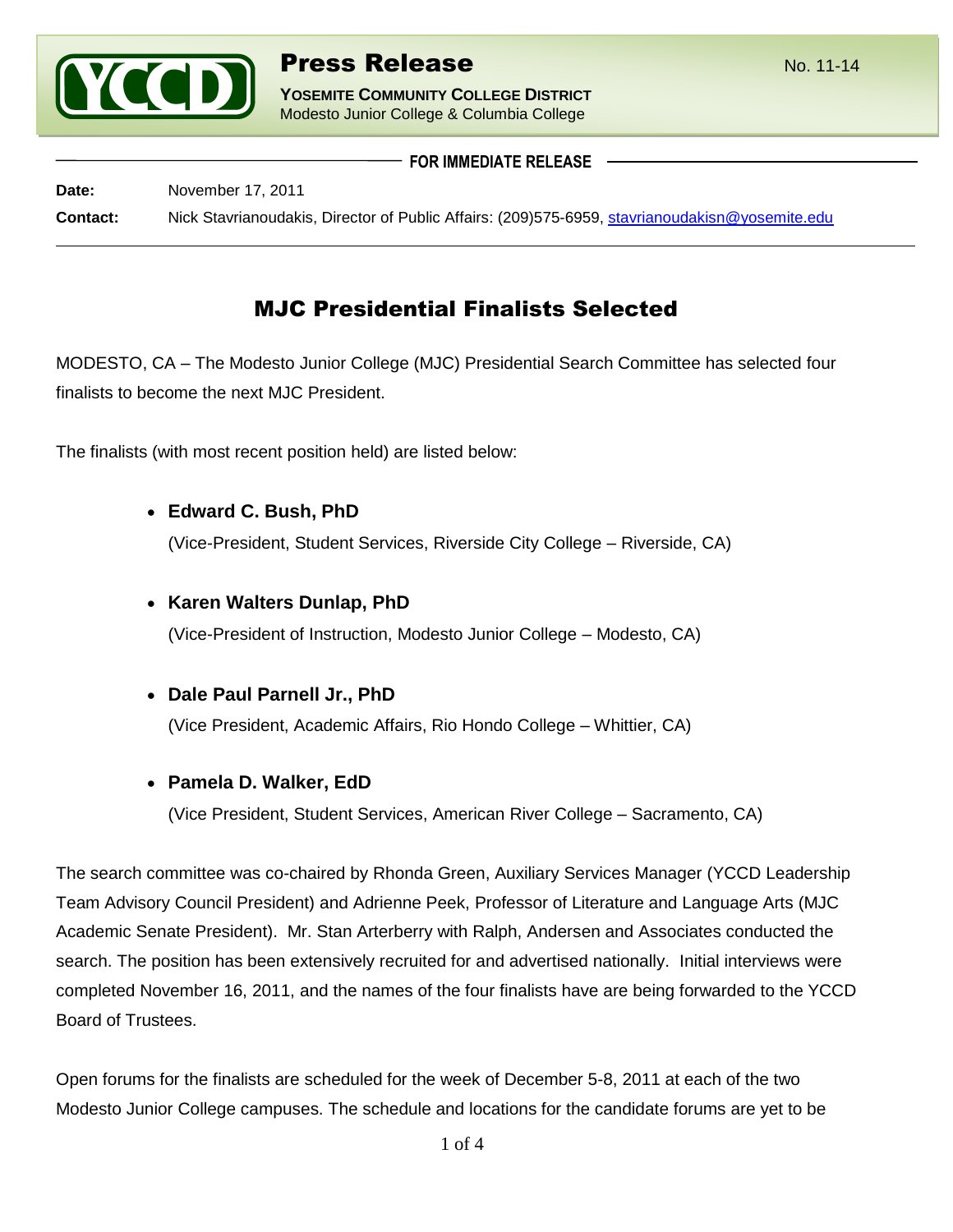**YCCD**

# Press Release

No. 11-14

**YOSEMITE COMMUNITY COLLEGE DISTRICT**
Modesto Junior College & Columbia College

**FOR IMMEDIATE RELEASE**

**Date:** November 17, 2011

**Contact:** Nick Stavrianoudakis, Director of Public Affairs: (209)575-6959, stavrianoudakisn@yosemite.edu

## MJC Presidential Finalists Selected

MODESTO, CA – The Modesto Junior College (MJC) Presidential Search Committee has selected four finalists to become the next MJC President.

The finalists (with most recent position held) are listed below:

- **Edward C. Bush, PhD**
  (Vice-President, Student Services, Riverside City College – Riverside, CA)
- **Karen Walters Dunlap, PhD**
  (Vice-President of Instruction, Modesto Junior College – Modesto, CA)
- **Dale Paul Parnell Jr., PhD**
  (Vice President, Academic Affairs, Rio Hondo College – Whittier, CA)
- **Pamela D. Walker, EdD**
  (Vice President, Student Services, American River College – Sacramento, CA)

The search committee was co-chaired by Rhonda Green, Auxiliary Services Manager (YCCD Leadership Team Advisory Council President) and Adrienne Peek, Professor of Literature and Language Arts (MJC Academic Senate President). Mr. Stan Arterberry with Ralph, Andersen and Associates conducted the search. The position has been extensively recruited for and advertised nationally. Initial interviews were completed November 16, 2011, and the names of the four finalists have are being forwarded to the YCCD Board of Trustees.

Open forums for the finalists are scheduled for the week of December 5-8, 2011 at each of the two Modesto Junior College campuses. The schedule and locations for the candidate forums are yet to be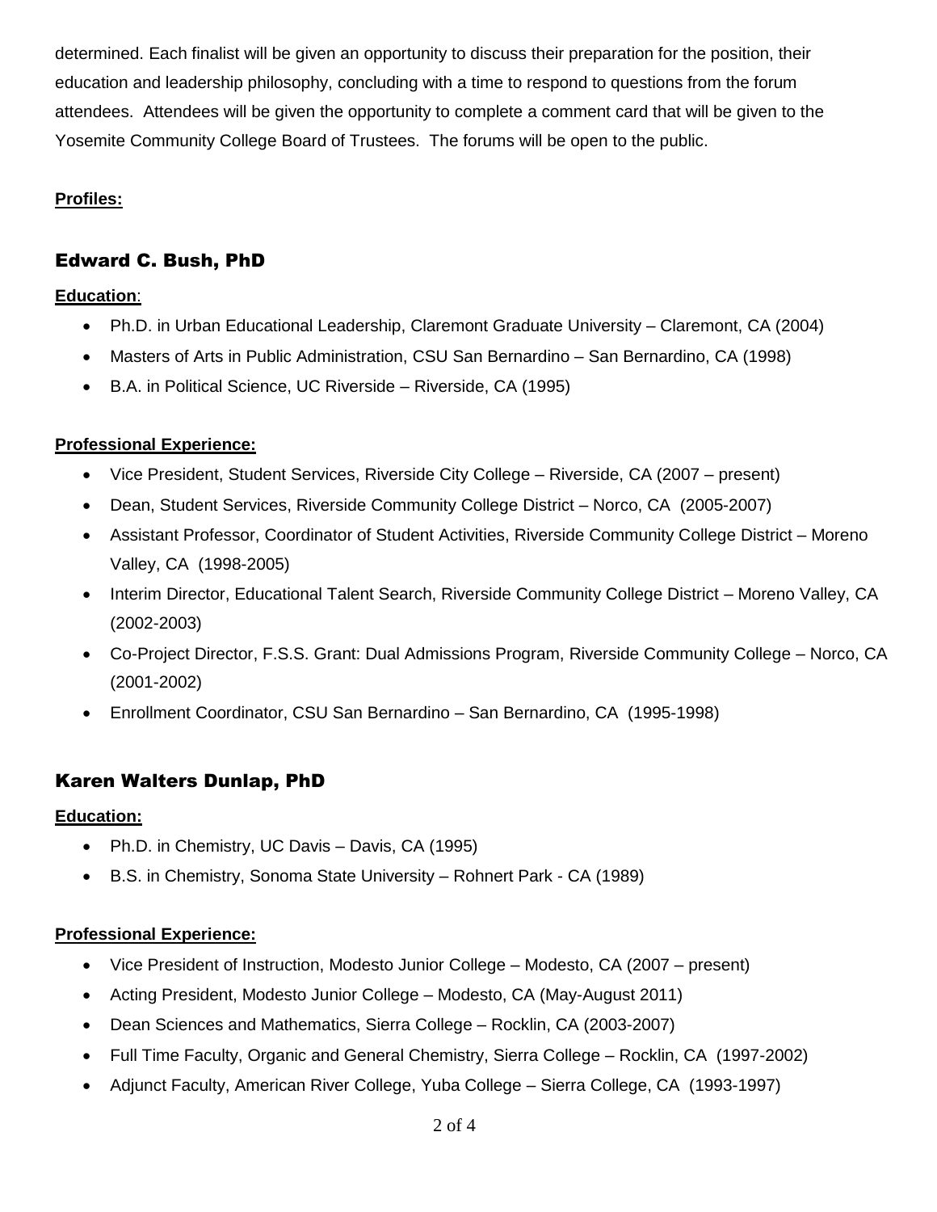determined. Each finalist will be given an opportunity to discuss their preparation for the position, their education and leadership philosophy, concluding with a time to respond to questions from the forum attendees. Attendees will be given the opportunity to complete a comment card that will be given to the Yosemite Community College Board of Trustees. The forums will be open to the public.

**Profiles:**

## Edward C. Bush, PhD

**Education**:

- Ph.D. in Urban Educational Leadership, Claremont Graduate University – Claremont, CA (2004)
- Masters of Arts in Public Administration, CSU San Bernardino – San Bernardino, CA (1998)
- B.A. in Political Science, UC Riverside – Riverside, CA (1995)

**Professional Experience:**

- Vice President, Student Services, Riverside City College – Riverside, CA (2007 – present)
- Dean, Student Services, Riverside Community College District – Norco, CA (2005-2007)
- Assistant Professor, Coordinator of Student Activities, Riverside Community College District – Moreno Valley, CA (1998-2005)
- Interim Director, Educational Talent Search, Riverside Community College District – Moreno Valley, CA (2002-2003)
- Co-Project Director, F.S.S. Grant: Dual Admissions Program, Riverside Community College – Norco, CA (2001-2002)
- Enrollment Coordinator, CSU San Bernardino – San Bernardino, CA (1995-1998)

## Karen Walters Dunlap, PhD

**Education:**

- Ph.D. in Chemistry, UC Davis – Davis, CA (1995)
- B.S. in Chemistry, Sonoma State University – Rohnert Park - CA (1989)

**Professional Experience:**

- Vice President of Instruction, Modesto Junior College – Modesto, CA (2007 – present)
- Acting President, Modesto Junior College – Modesto, CA (May-August 2011)
- Dean Sciences and Mathematics, Sierra College – Rocklin, CA (2003-2007)
- Full Time Faculty, Organic and General Chemistry, Sierra College – Rocklin, CA (1997-2002)
- Adjunct Faculty, American River College, Yuba College – Sierra College, CA (1993-1997)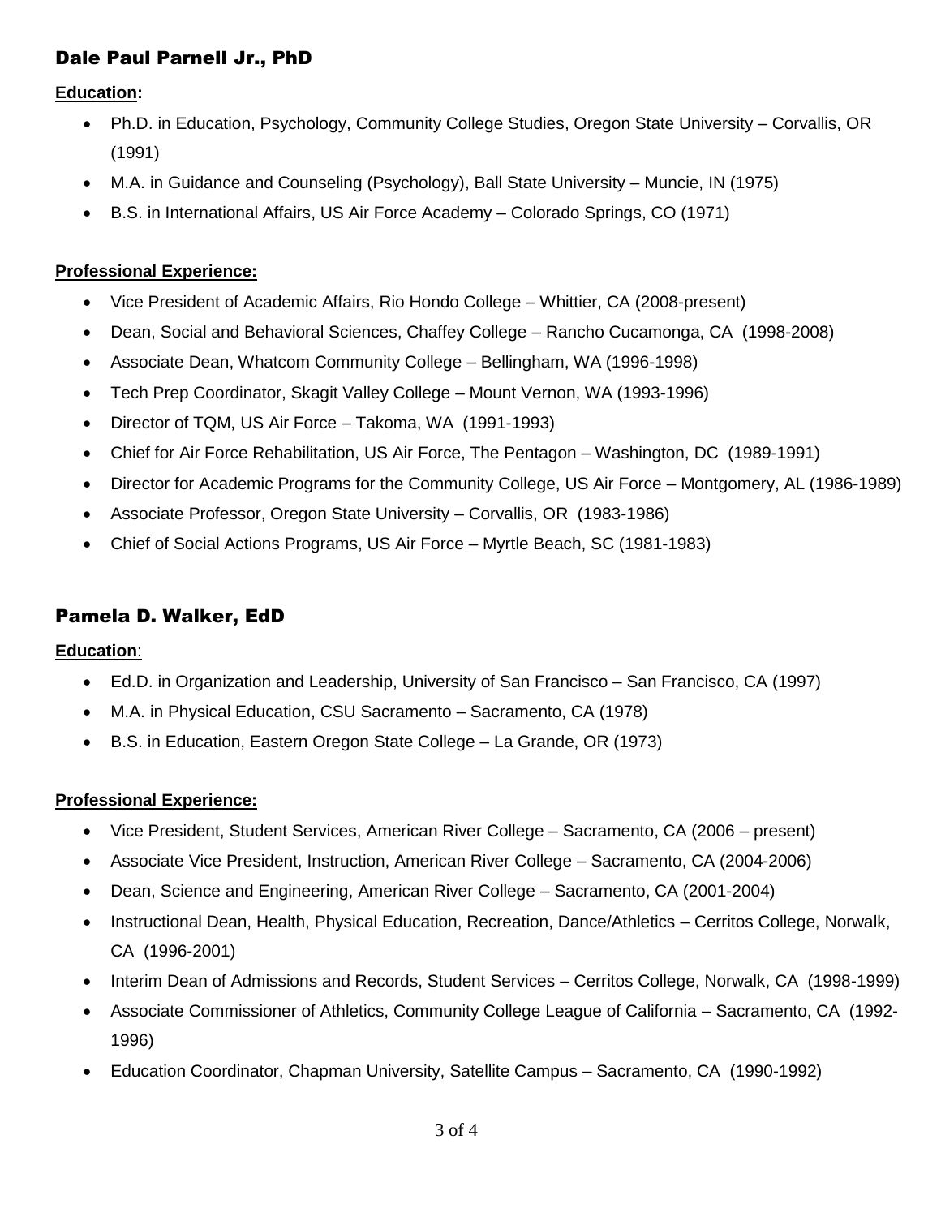## Dale Paul Parnell Jr., PhD

**Education:**

- Ph.D. in Education, Psychology, Community College Studies, Oregon State University – Corvallis, OR (1991)
- M.A. in Guidance and Counseling (Psychology), Ball State University – Muncie, IN (1975)
- B.S. in International Affairs, US Air Force Academy – Colorado Springs, CO (1971)

**Professional Experience:**

- Vice President of Academic Affairs, Rio Hondo College – Whittier, CA (2008-present)
- Dean, Social and Behavioral Sciences, Chaffey College – Rancho Cucamonga, CA (1998-2008)
- Associate Dean, Whatcom Community College – Bellingham, WA (1996-1998)
- Tech Prep Coordinator, Skagit Valley College – Mount Vernon, WA (1993-1996)
- Director of TQM, US Air Force – Takoma, WA (1991-1993)
- Chief for Air Force Rehabilitation, US Air Force, The Pentagon – Washington, DC (1989-1991)
- Director for Academic Programs for the Community College, US Air Force – Montgomery, AL (1986-1989)
- Associate Professor, Oregon State University – Corvallis, OR (1983-1986)
- Chief of Social Actions Programs, US Air Force – Myrtle Beach, SC (1981-1983)

## Pamela D. Walker, EdD

**Education**:

- Ed.D. in Organization and Leadership, University of San Francisco – San Francisco, CA (1997)
- M.A. in Physical Education, CSU Sacramento – Sacramento, CA (1978)
- B.S. in Education, Eastern Oregon State College – La Grande, OR (1973)

**Professional Experience:**

- Vice President, Student Services, American River College – Sacramento, CA (2006 – present)
- Associate Vice President, Instruction, American River College – Sacramento, CA (2004-2006)
- Dean, Science and Engineering, American River College – Sacramento, CA (2001-2004)
- Instructional Dean, Health, Physical Education, Recreation, Dance/Athletics – Cerritos College, Norwalk, CA (1996-2001)
- Interim Dean of Admissions and Records, Student Services – Cerritos College, Norwalk, CA (1998-1999)
- Associate Commissioner of Athletics, Community College League of California – Sacramento, CA (1992-1996)
- Education Coordinator, Chapman University, Satellite Campus – Sacramento, CA (1990-1992)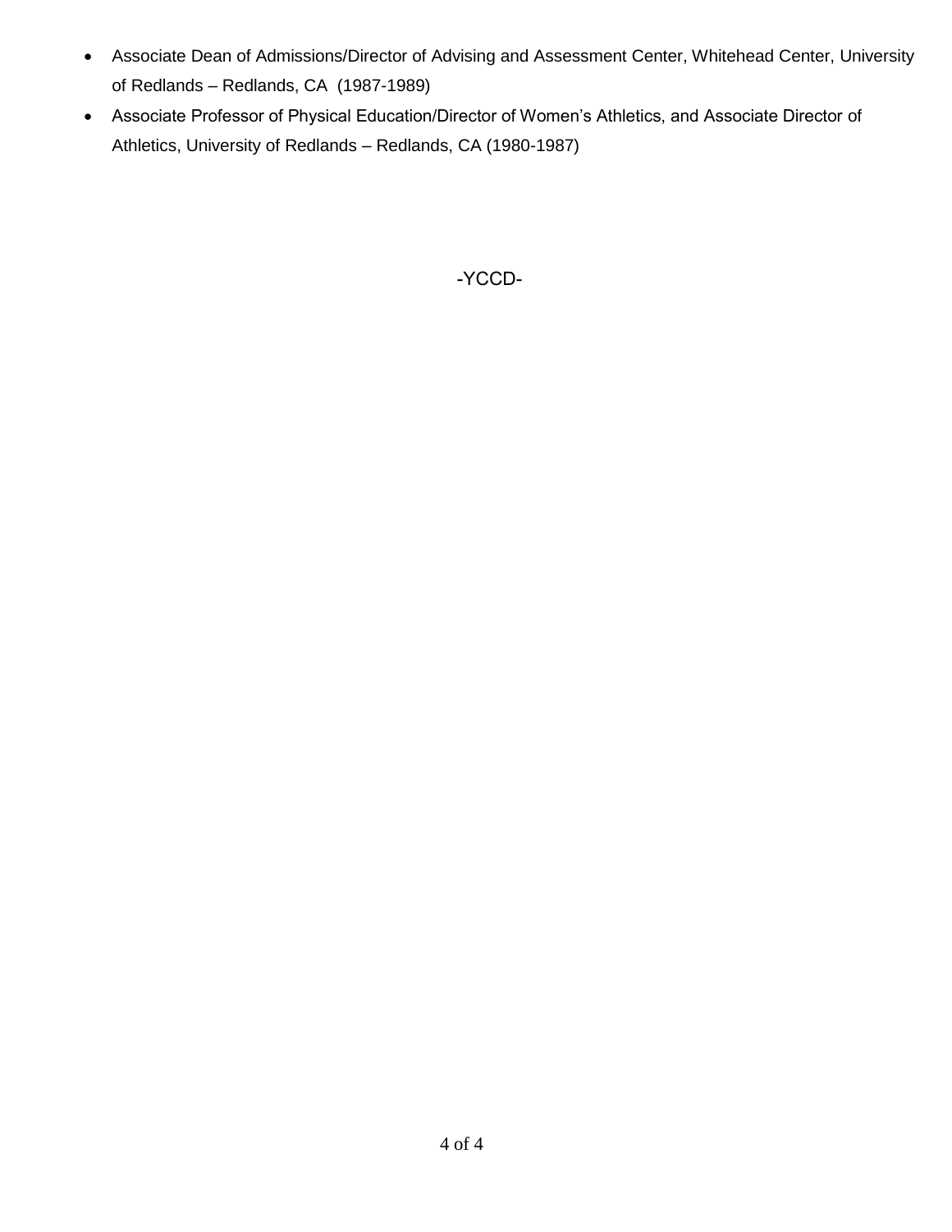- Associate Dean of Admissions/Director of Advising and Assessment Center, Whitehead Center, University of Redlands – Redlands, CA (1987-1989)
- Associate Professor of Physical Education/Director of Women's Athletics, and Associate Director of Athletics, University of Redlands – Redlands, CA (1980-1987)

-YCCD-